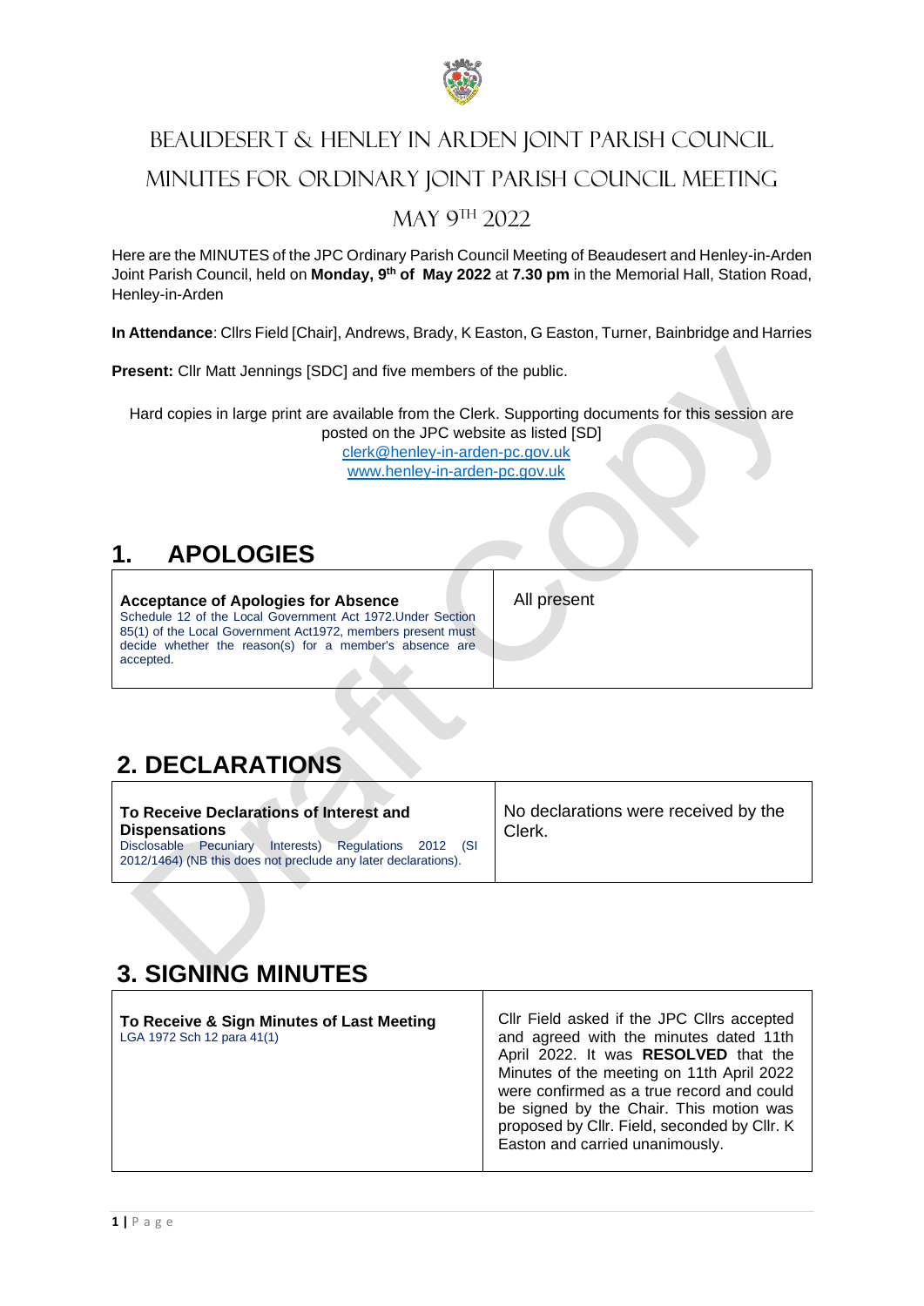# BEAUDESERT & HENLEY IN ARDEN JOINT PARISH COUNCIL

# MINUTES FOR ORDINARY JOINT PARISH COUNCIL MEETING

# MAY 9TH 2022

Here are the MINUTES of the JPC Ordinary Parish Council Meeting of Beaudesert and Henley-in-Arden Joint Parish Council, held on **Monday, 9th of May 2022** at **7.30 pm** in the Memorial Hall, Station Road, Henley-in-Arden

**In Attendance**: Cllrs Field [Chair], Andrews, Brady, K Easton, G Easton, Turner, Bainbridge and Harries

**Present:** Cllr Matt Jennings [SDC] and five members of the public.

Hard copies in large print are available from the Clerk. Supporting documents for this session are posted on the JPC website as listed [SD]

clerk@henley-in-arden-pc.gov.uk

www.henley-in-arden-pc.gov.uk

## 1. APOLOGIES

| **Acceptance of Apologies for Absence** Schedule 12 of the Local Government Act 1972.Under Section 85(1) of the Local Government Act1972, members present must decide whether the reason(s) for a member's absence are accepted. | All present |
|---|---|

## 2. DECLARATIONS

| **To Receive Declarations of Interest and Dispensations** Disclosable Pecuniary Interests) Regulations 2012 (SI 2012/1464) (NB this does not preclude any later declarations). | No declarations were received by the Clerk. |
|---|---|

## 3. SIGNING MINUTES

| **To Receive & Sign Minutes of Last Meeting** LGA 1972 Sch 12 para 41(1) | Cllr Field asked if the JPC Cllrs accepted and agreed with the minutes dated 11th April 2022. It was **RESOLVED** that the Minutes of the meeting on 11th April 2022 were confirmed as a true record and could be signed by the Chair. This motion was proposed by Cllr. Field, seconded by Cllr. K Easton and carried unanimously. |
|---|---|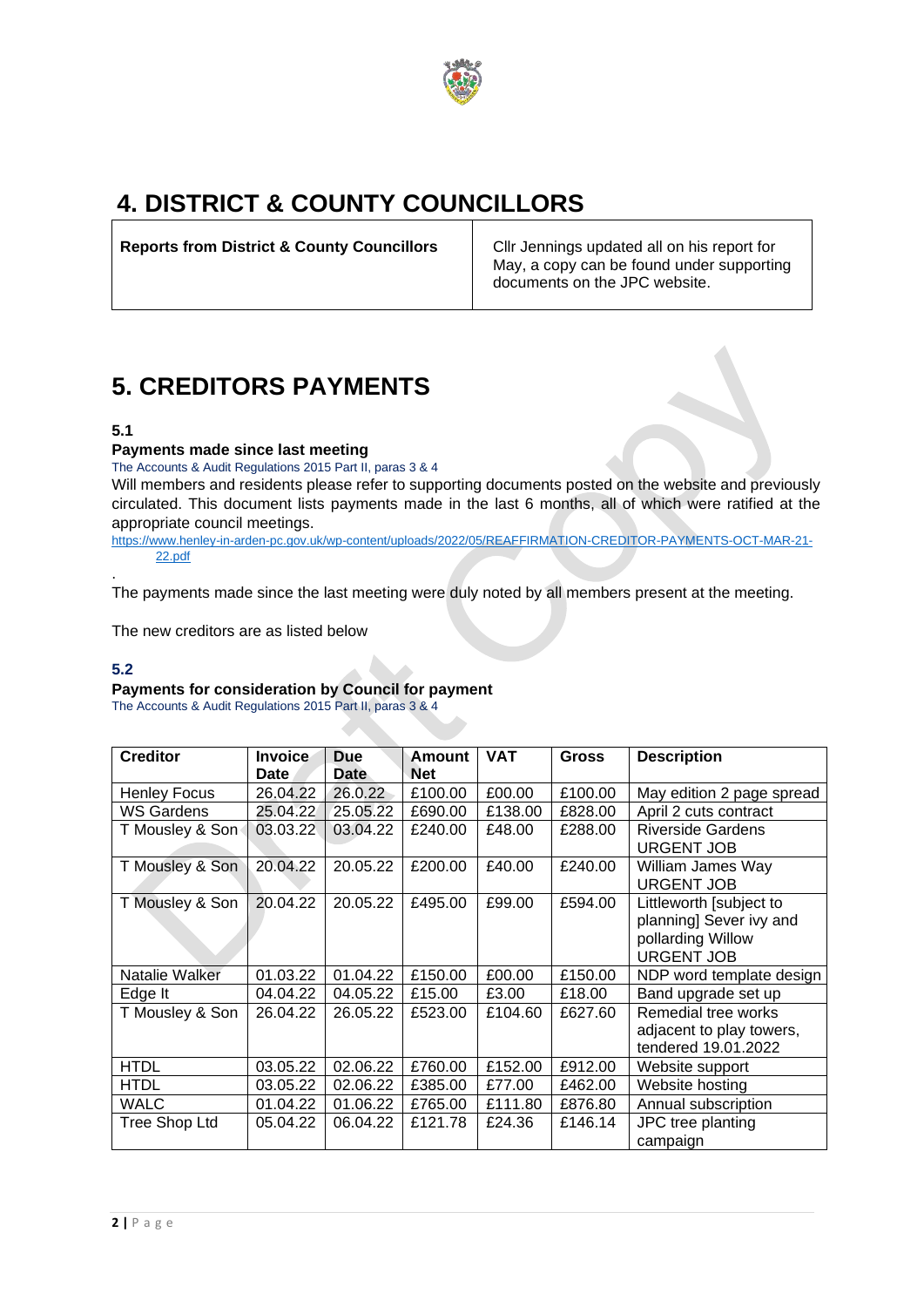# 4. DISTRICT & COUNTY COUNCILLORS

| **Reports from District & County Councillors** | Cllr Jennings updated all on his report for May, a copy can be found under supporting documents on the JPC website. |
|---|---|

# 5. CREDITORS PAYMENTS

**5.1**

**Payments made since last meeting**

The Accounts & Audit Regulations 2015 Part II, paras 3 & 4

Will members and residents please refer to supporting documents posted on the website and previously circulated. This document lists payments made in the last 6 months, all of which were ratified at the appropriate council meetings.

https://www.henley-in-arden-pc.gov.uk/wp-content/uploads/2022/05/REAFFIRMATION-CREDITOR-PAYMENTS-OCT-MAR-21-22.pdf

.

The payments made since the last meeting were duly noted by all members present at the meeting.

The new creditors are as listed below

**5.2**

**Payments for consideration by Council for payment**

The Accounts & Audit Regulations 2015 Part II, paras 3 & 4

| Creditor | Invoice Date | Due Date | Amount Net | VAT | Gross | Description |
|---|---|---|---|---|---|---|
| Henley Focus | 26.04.22 | 26.0.22 | £100.00 | £00.00 | £100.00 | May edition 2 page spread |
| WS Gardens | 25.04.22 | 25.05.22 | £690.00 | £138.00 | £828.00 | April 2 cuts contract |
| T Mousley & Son | 03.03.22 | 03.04.22 | £240.00 | £48.00 | £288.00 | Riverside Gardens URGENT JOB |
| T Mousley & Son | 20.04.22 | 20.05.22 | £200.00 | £40.00 | £240.00 | William James Way URGENT JOB |
| T Mousley & Son | 20.04.22 | 20.05.22 | £495.00 | £99.00 | £594.00 | Littleworth [subject to planning] Sever ivy and pollarding Willow URGENT JOB |
| Natalie Walker | 01.03.22 | 01.04.22 | £150.00 | £00.00 | £150.00 | NDP word template design |
| Edge It | 04.04.22 | 04.05.22 | £15.00 | £3.00 | £18.00 | Band upgrade set up |
| T Mousley & Son | 26.04.22 | 26.05.22 | £523.00 | £104.60 | £627.60 | Remedial tree works adjacent to play towers, tendered 19.01.2022 |
| HTDL | 03.05.22 | 02.06.22 | £760.00 | £152.00 | £912.00 | Website support |
| HTDL | 03.05.22 | 02.06.22 | £385.00 | £77.00 | £462.00 | Website hosting |
| WALC | 01.04.22 | 01.06.22 | £765.00 | £111.80 | £876.80 | Annual subscription |
| Tree Shop Ltd | 05.04.22 | 06.04.22 | £121.78 | £24.36 | £146.14 | JPC tree planting campaign |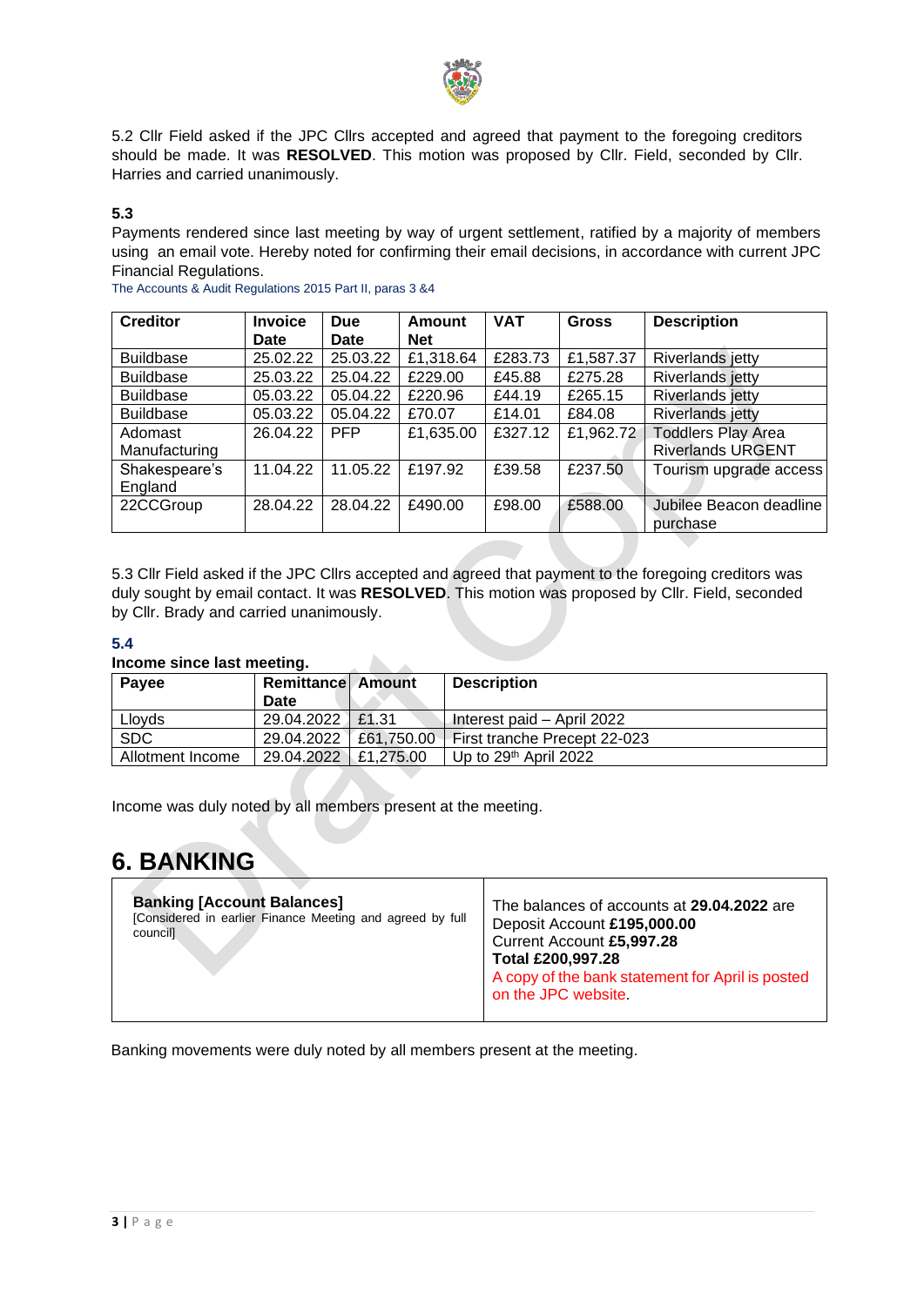5.2 Cllr Field asked if the JPC Cllrs accepted and agreed that payment to the foregoing creditors should be made. It was **RESOLVED**. This motion was proposed by Cllr. Field, seconded by Cllr. Harries and carried unanimously.

**5.3**

Payments rendered since last meeting by way of urgent settlement, ratified by a majority of members using an email vote. Hereby noted for confirming their email decisions, in accordance with current JPC Financial Regulations.

The Accounts & Audit Regulations 2015 Part II, paras 3 &4

| Creditor | Invoice Date | Due Date | Amount Net | VAT | Gross | Description |
|---|---|---|---|---|---|---|
| Buildbase | 25.02.22 | 25.03.22 | £1,318.64 | £283.73 | £1,587.37 | Riverlands jetty |
| Buildbase | 25.03.22 | 25.04.22 | £229.00 | £45.88 | £275.28 | Riverlands jetty |
| Buildbase | 05.03.22 | 05.04.22 | £220.96 | £44.19 | £265.15 | Riverlands jetty |
| Buildbase | 05.03.22 | 05.04.22 | £70.07 | £14.01 | £84.08 | Riverlands jetty |
| Adomast Manufacturing | 26.04.22 | PFP | £1,635.00 | £327.12 | £1,962.72 | Toddlers Play Area Riverlands URGENT |
| Shakespeare's England | 11.04.22 | 11.05.22 | £197.92 | £39.58 | £237.50 | Tourism upgrade access |
| 22CCGroup | 28.04.22 | 28.04.22 | £490.00 | £98.00 | £588.00 | Jubilee Beacon deadline purchase |

5.3 Cllr Field asked if the JPC Cllrs accepted and agreed that payment to the foregoing creditors was duly sought by email contact. It was **RESOLVED**. This motion was proposed by Cllr. Field, seconded by Cllr. Brady and carried unanimously.

**5.4**

**Income since last meeting.**

| Payee | Remittance Date | Amount | Description |
|---|---|---|---|
| Lloyds | 29.04.2022 | £1.31 | Interest paid – April 2022 |
| SDC | 29.04.2022 | £61,750.00 | First tranche Precept 22-023 |
| Allotment Income | 29.04.2022 | £1,275.00 | Up to 29th April 2022 |

Income was duly noted by all members present at the meeting.

# 6. BANKING

| **Banking [Account Balances]** [Considered in earlier Finance Meeting and agreed by full council] | The balances of accounts at **29.04.2022** are Deposit Account **£195,000.00** Current Account **£5,997.28** **Total £200,997.28** A copy of the bank statement for April is posted on the JPC website. |
|---|---|

Banking movements were duly noted by all members present at the meeting.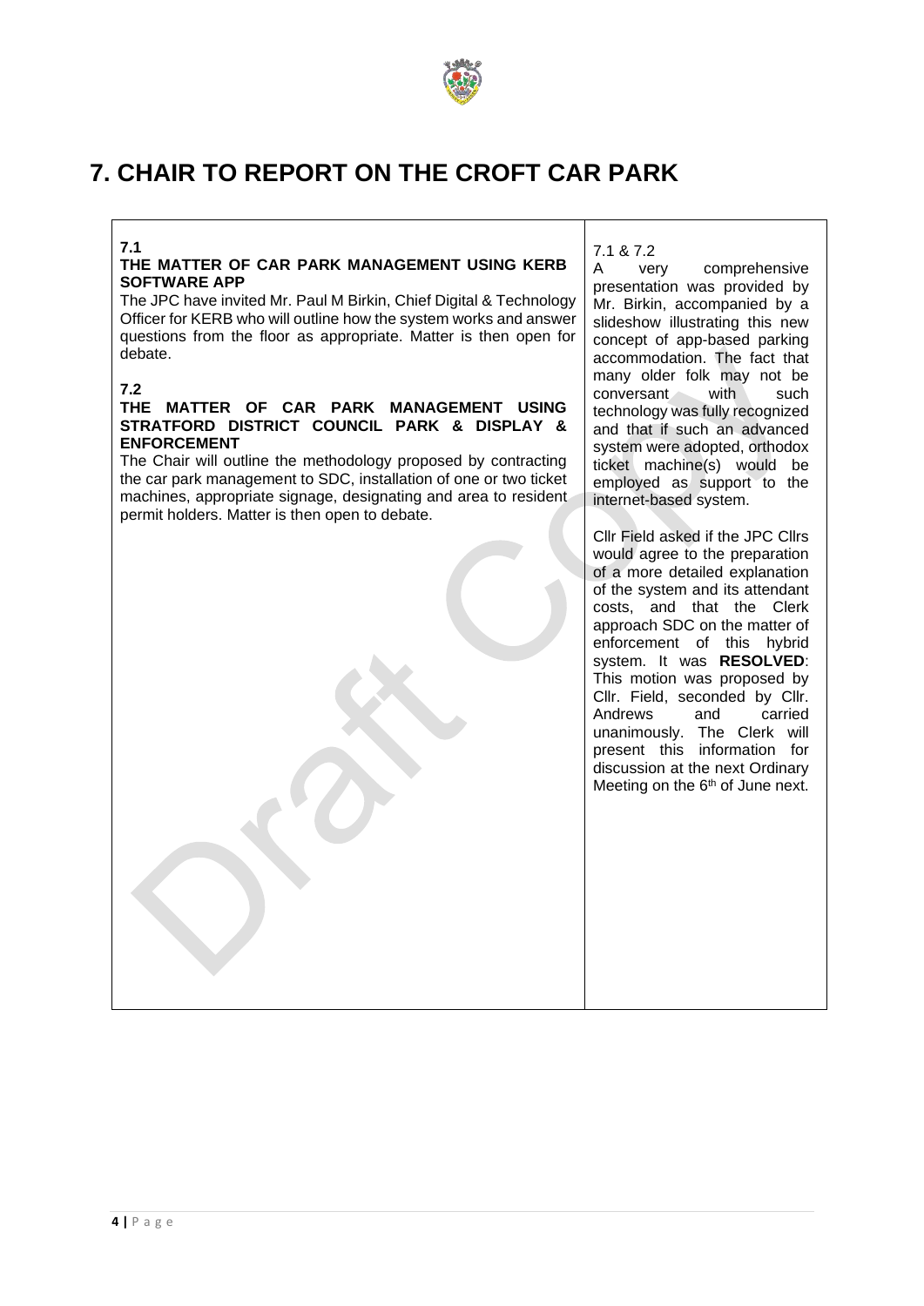# 7. CHAIR TO REPORT ON THE CROFT CAR PARK

| | |
|---|---|
| **7.1**<br>**THE MATTER OF CAR PARK MANAGEMENT USING KERB SOFTWARE APP**<br>The JPC have invited Mr. Paul M Birkin, Chief Digital & Technology Officer for KERB who will outline how the system works and answer questions from the floor as appropriate. Matter is then open for debate.<br><br>**7.2**<br>**THE MATTER OF CAR PARK MANAGEMENT USING STRATFORD DISTRICT COUNCIL PARK & DISPLAY & ENFORCEMENT**<br>The Chair will outline the methodology proposed by contracting the car park management to SDC, installation of one or two ticket machines, appropriate signage, designating and area to resident permit holders. Matter is then open to debate. | 7.1 & 7.2<br>A very comprehensive presentation was provided by Mr. Birkin, accompanied by a slideshow illustrating this new concept of app-based parking accommodation. The fact that many older folk may not be conversant with such technology was fully recognized and that if such an advanced system were adopted, orthodox ticket machine(s) would be employed as support to the internet-based system.<br><br>Cllr Field asked if the JPC Cllrs would agree to the preparation of a more detailed explanation of the system and its attendant costs, and that the Clerk approach SDC on the matter of enforcement of this hybrid system. It was **RESOLVED**: This motion was proposed by Cllr. Field, seconded by Cllr. Andrews and carried unanimously. The Clerk will present this information for discussion at the next Ordinary Meeting on the 6th of June next. |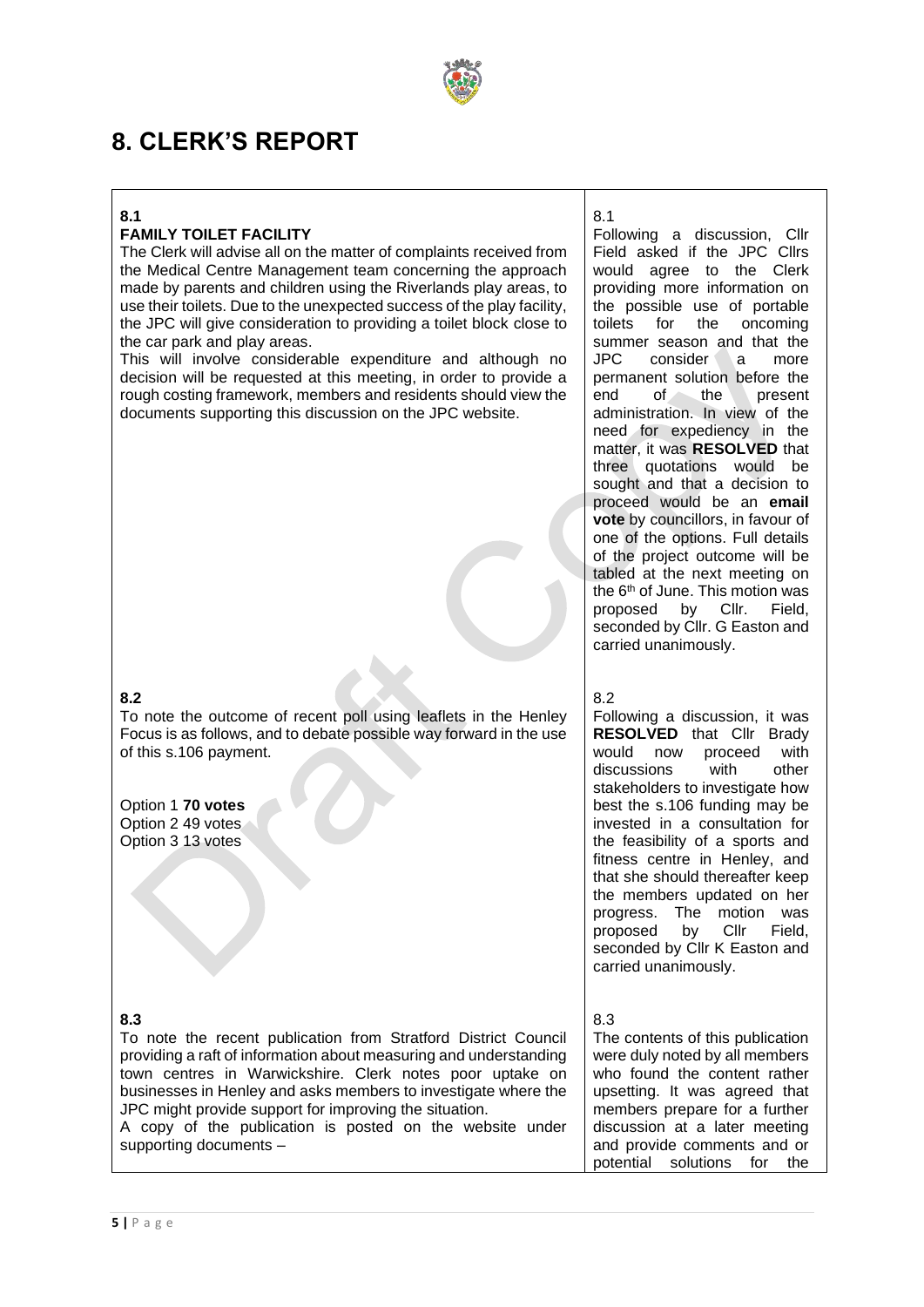# 8. CLERK'S REPORT

| | |
|---|---|
| **8.1**<br>**FAMILY TOILET FACILITY**<br>The Clerk will advise all on the matter of complaints received from the Medical Centre Management team concerning the approach made by parents and children using the Riverlands play areas, to use their toilets. Due to the unexpected success of the play facility, the JPC will give consideration to providing a toilet block close to the car park and play areas.<br>This will involve considerable expenditure and although no decision will be requested at this meeting, in order to provide a rough costing framework, members and residents should view the documents supporting this discussion on the JPC website. | 8.1<br>Following a discussion, Cllr Field asked if the JPC Cllrs would agree to the Clerk providing more information on the possible use of portable toilets for the oncoming summer season and that the JPC consider a more permanent solution before the end of the present administration. In view of the need for expediency in the matter, it was **RESOLVED** that three quotations would be sought and that a decision to proceed would be an **email vote** by councillors, in favour of one of the options. Full details of the project outcome will be tabled at the next meeting on the 6th of June. This motion was proposed by Cllr. Field, seconded by Cllr. G Easton and carried unanimously. |
| **8.2**<br>To note the outcome of recent poll using leaflets in the Henley Focus is as follows, and to debate possible way forward in the use of this s.106 payment.<br><br>Option 1 **70 votes**<br>Option 2 49 votes<br>Option 3 13 votes | 8.2<br>Following a discussion, it was **RESOLVED** that Cllr Brady would now proceed with discussions with other stakeholders to investigate how best the s.106 funding may be invested in a consultation for the feasibility of a sports and fitness centre in Henley, and that she should thereafter keep the members updated on her progress. The motion was proposed by Cllr Field, seconded by Cllr K Easton and carried unanimously. |
| **8.3**<br>To note the recent publication from Stratford District Council providing a raft of information about measuring and understanding town centres in Warwickshire. Clerk notes poor uptake on businesses in Henley and asks members to investigate where the JPC might provide support for improving the situation.<br>A copy of the publication is posted on the website under supporting documents – | 8.3<br>The contents of this publication were duly noted by all members who found the content rather upsetting. It was agreed that members prepare for a further discussion at a later meeting and provide comments and or potential solutions for the |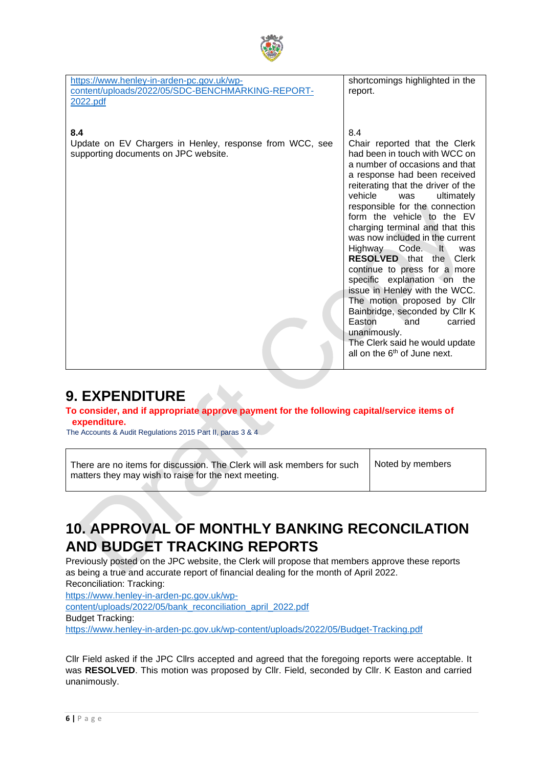| | |
|---|---|
| https://www.henley-in-arden-pc.gov.uk/wp-content/uploads/2022/05/SDC-BENCHMARKING-REPORT-2022.pdf | shortcomings highlighted in the report. |
| **8.4**<br>Update on EV Chargers in Henley, response from WCC, see supporting documents on JPC website. | 8.4<br>Chair reported that the Clerk had been in touch with WCC on a number of occasions and that a response had been received reiterating that the driver of the vehicle was ultimately responsible for the connection form the vehicle to the EV charging terminal and that this was now included in the current Highway Code. It was **RESOLVED** that the Clerk continue to press for a more specific explanation on the issue in Henley with the WCC. The motion proposed by Cllr Bainbridge, seconded by Cllr K Easton and carried unanimously.<br>The Clerk said he would update all on the 6th of June next. |

# 9. EXPENDITURE

**To consider, and if appropriate approve payment for the following capital/service items of expenditure.**

The Accounts & Audit Regulations 2015 Part II, paras 3 & 4

| | |
|---|---|
| There are no items for discussion. The Clerk will ask members for such matters they may wish to raise for the next meeting. | Noted by members |

# 10. APPROVAL OF MONTHLY BANKING RECONCILATION AND BUDGET TRACKING REPORTS

Previously posted on the JPC website, the Clerk will propose that members approve these reports as being a true and accurate report of financial dealing for the month of April 2022.

Reconciliation: Tracking:

https://www.henley-in-arden-pc.gov.uk/wp-content/uploads/2022/05/bank_reconciliation_april_2022.pdf

Budget Tracking:

https://www.henley-in-arden-pc.gov.uk/wp-content/uploads/2022/05/Budget-Tracking.pdf

Cllr Field asked if the JPC Cllrs accepted and agreed that the foregoing reports were acceptable. It was **RESOLVED**. This motion was proposed by Cllr. Field, seconded by Cllr. K Easton and carried unanimously.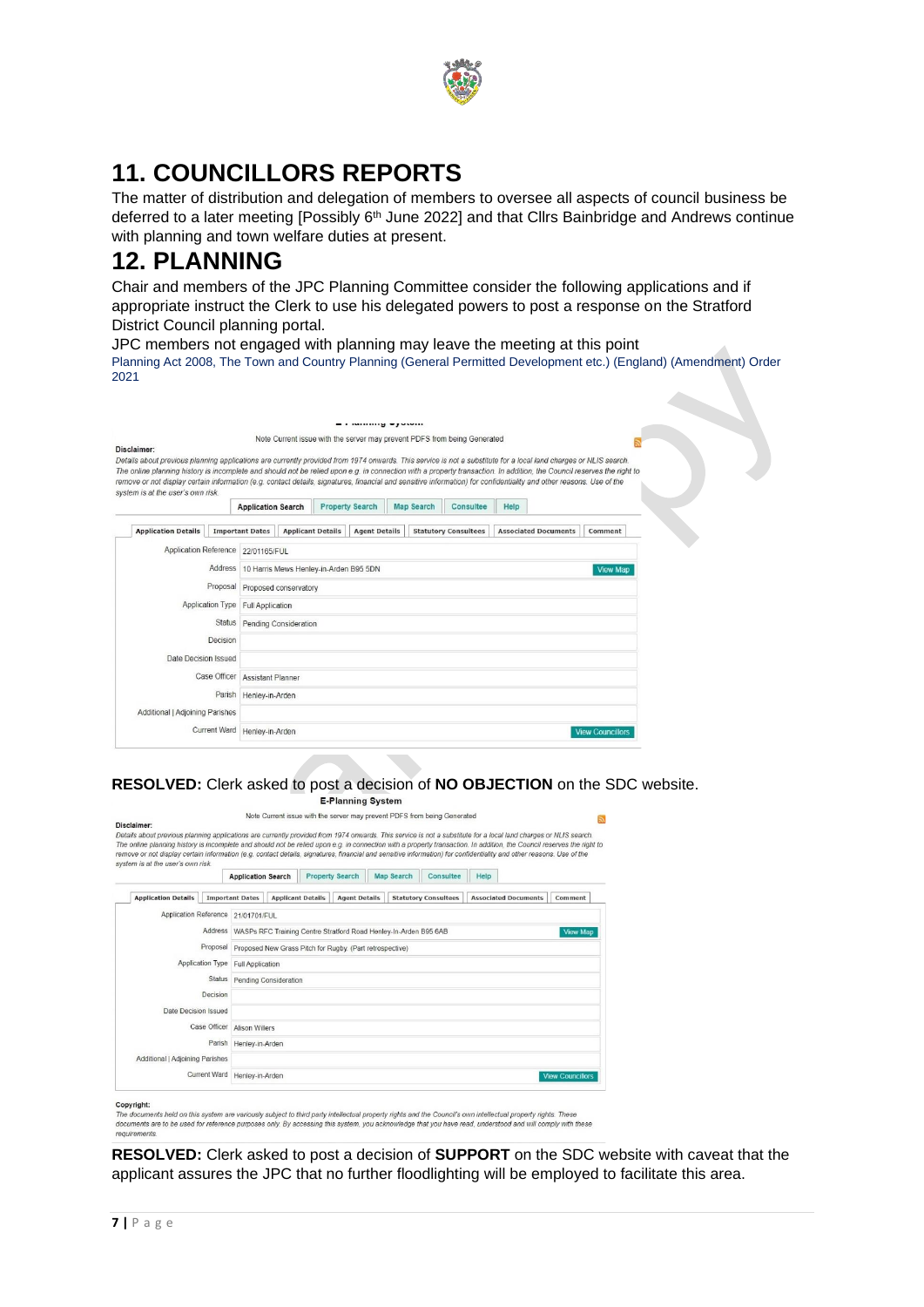# 11. COUNCILLORS REPORTS

The matter of distribution and delegation of members to oversee all aspects of council business be deferred to a later meeting [Possibly 6th June 2022] and that Cllrs Bainbridge and Andrews continue with planning and town welfare duties at present.

# 12. PLANNING

Chair and members of the JPC Planning Committee consider the following applications and if appropriate instruct the Clerk to use his delegated powers to post a response on the Stratford District Council planning portal.

JPC members not engaged with planning may leave the meeting at this point

Planning Act 2008, The Town and Country Planning (General Permitted Development etc.) (England) (Amendment) Order 2021

E-Planning System

Note Current issue with the server may prevent PDFS from being Generated

**Disclaimer:**

*Details about previous planning applications are currently provided from 1974 onwards. This service is not a substitute for a local land charges or NLIS search. The online planning history is incomplete and should not be relied upon e.g. in connection with a property transaction. In addition, the Council reserves the right to remove or not display certain information (e.g. contact details, signatures, financial and sensitive information) for confidentiality and other reasons. Use of the system is at the user's own risk.*

Application Search | Property Search | Map Search | Consultee | Help

Application Details | Important Dates | Applicant Details | Agent Details | Statutory Consultees | Associated Documents | Comment

| Field | Value |
|---|---|
| Application Reference | 22/01165/FUL |
| Address | 10 Harris Mews Henley-in-Arden B95 5DN |
| Proposal | Proposed conservatory |
| Application Type | Full Application |
| Status | Pending Consideration |
| Decision | |
| Date Decision Issued | |
| Case Officer | Assistant Planner |
| Parish | Henley-in-Arden |
| Additional \| Adjoining Parishes | |
| Current Ward | Henley-in-Arden |

**RESOLVED:** Clerk asked to post a decision of **NO OBJECTION** on the SDC website.

**E-Planning System**

Note Current issue with the server may prevent PDFS from being Generated

**Disclaimer:**

*Details about previous planning applications are currently provided from 1974 onwards. This service is not a substitute for a local land charges or NLIS search. The online planning history is incomplete and should not be relied upon e.g. in connection with a property transaction. In addition, the Council reserves the right to remove or not display certain information (e.g. contact details, signatures, financial and sensitive information) for confidentiality and other reasons. Use of the system is at the user's own risk.*

Application Search | Property Search | Map Search | Consultee | Help

Application Details | Important Dates | Applicant Details | Agent Details | Statutory Consultees | Associated Documents | Comment

| Field | Value |
|---|---|
| Application Reference | 21/01701/FUL |
| Address | WASPs RFC Training Centre Stratford Road Henley-In-Arden B95 6AB |
| Proposal | Proposed New Grass Pitch for Rugby. (Part retrospective) |
| Application Type | Full Application |
| Status | Pending Consideration |
| Decision | |
| Date Decision Issued | |
| Case Officer | Alison Willers |
| Parish | Henley-in-Arden |
| Additional \| Adjoining Parishes | |
| Current Ward | Henley-in-Arden |

**Copyright:**

*The documents held on this system are variously subject to third party intellectual property rights and the Council's own intellectual property rights. These documents are to be used for reference purposes only. By accessing this system, you acknowledge that you have read, understood and will comply with these requirements.*

**RESOLVED:** Clerk asked to post a decision of **SUPPORT** on the SDC website with caveat that the applicant assures the JPC that no further floodlighting will be employed to facilitate this area.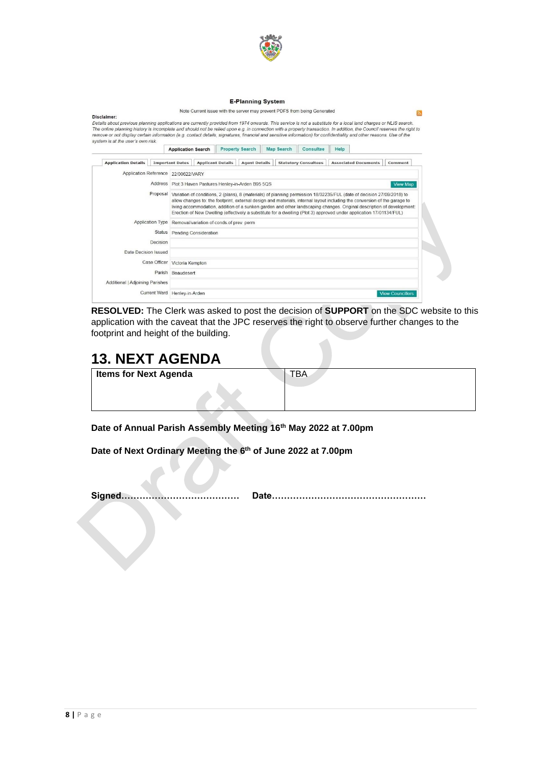**E-Planning System**

Note Current issue with the server may prevent PDFS from being Generated

**Disclaimer:**

*Details about previous planning applications are currently provided from 1974 onwards. This service is not a substitute for a local land charges or NLIS search. The online planning history is incomplete and should not be relied upon e.g. in connection with a property transaction. In addition, the Council reserves the right to remove or not display certain information (e.g. contact details, signatures, financial and sensitive information) for confidentiality and other reasons. Use of the system is at the user's own risk.*

Application Search | Property Search | Map Search | Consultee | Help

Application Details | Important Dates | Applicant Details | Agent Details | Statutory Consultees | Associated Documents | Comment

| | |
|---|---|
| Application Reference | 22/00622/VARY |
| Address | Plot 3 Haven Pastures Henley-in-Arden B95 5QS (View Map) |
| Proposal | Variation of conditions, 2 (plans), 8 (materials) of planning permission 18/02235/FUL (date of decision 27/09/2018) to allow changes to: the footprint, external design and materials, internal layout including the conversion of the garage to living accommodation, addition of a sunken garden and other landscaping changes. Original description of development: Erection of New Dwelling (effectively a substitute for a dwelling (Plot 3) approved under application 17/01134/FUL) |
| Application Type | Removal/variation of conds.of prev. perm |
| Status | Pending Consideration |
| Decision | |
| Date Decision Issued | |
| Case Officer | Victoria Kempton |
| Parish | Beaudesert |
| Additional \| Adjoining Parishes | |
| Current Ward | Henley-in-Arden (View Councillors) |

**RESOLVED:** The Clerk was asked to post the decision of **SUPPORT** on the SDC website to this application with the caveat that the JPC reserves the right to observe further changes to the footprint and height of the building.

# 13. NEXT AGENDA

| Items for Next Agenda | TBA |
|---|---|
| | |

**Date of Annual Parish Assembly Meeting 16th May 2022 at 7.00pm**

**Date of Next Ordinary Meeting the 6th of June 2022 at 7.00pm**

**Signed……………………………… Date…………………………………………**